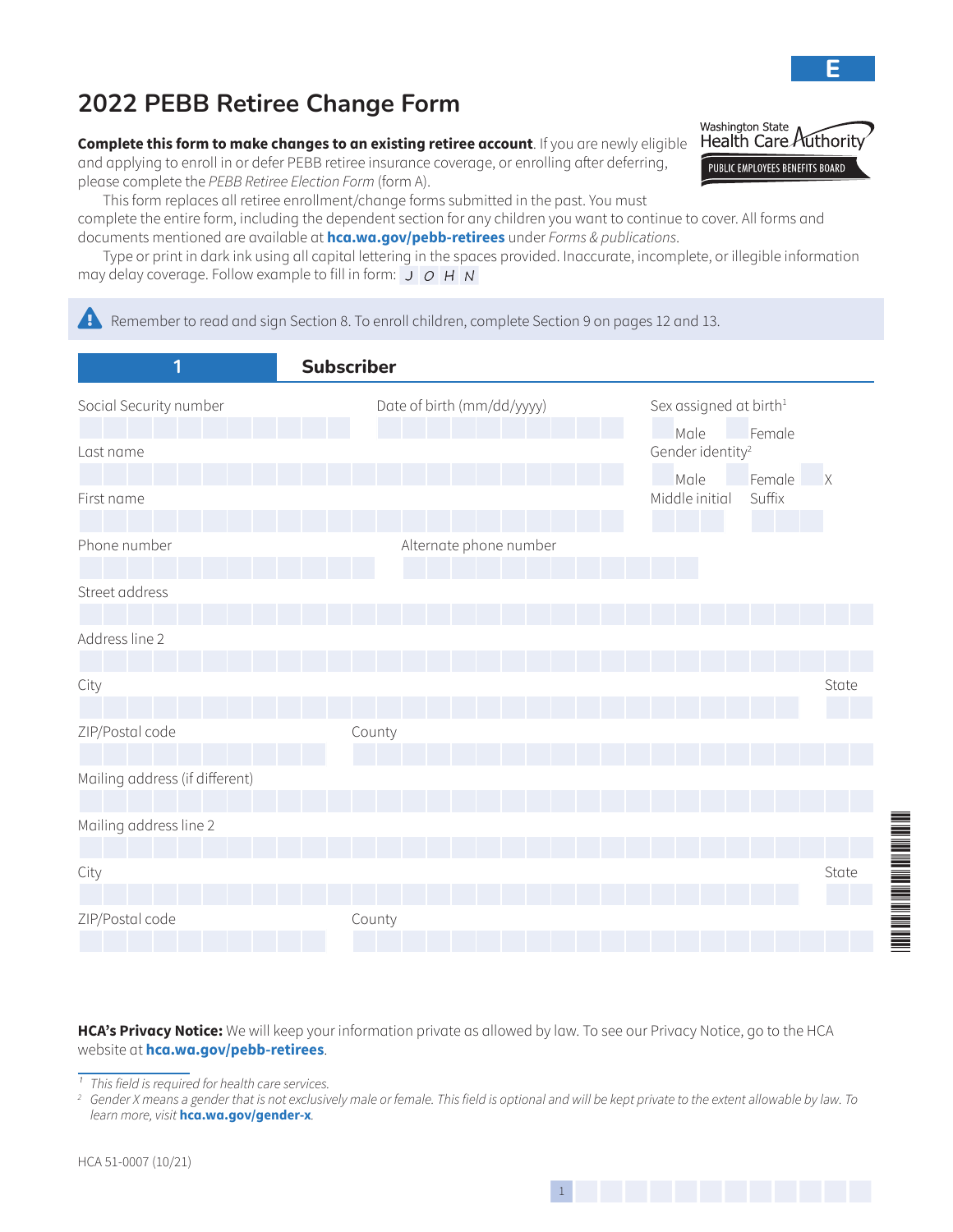E

# 2022 PEBB Retiree Change Form

Washington State Health Care Authority
PUBLIC EMPLOYEES BENEFITS BOARD

**Complete this form to make changes to an existing retiree account**. If you are newly eligible and applying to enroll in or defer PEBB retiree insurance coverage, or enrolling after deferring, please complete the *PEBB Retiree Election Form* (form A).

This form replaces all retiree enrollment/change forms submitted in the past. You must complete the entire form, including the dependent section for any children you want to continue to cover. All forms and documents mentioned are available at **hca.wa.gov/pebb-retirees** under *Forms & publications*.

Type or print in dark ink using all capital lettering in the spaces provided. Inaccurate, incomplete, or illegible information may delay coverage. Follow example to fill in form: J O H N

Remember to read and sign Section 8. To enroll children, complete Section 9 on pages 12 and 13.

## 1 Subscriber

Social Security number

Date of birth (mm/dd/yyyy)

Sex assigned at birth[1]
Male Female

Last name

Gender identity[2]
Male Female X

First name

Middle initial

Suffix

Phone number

Alternate phone number

Street address

Address line 2

City

State

ZIP/Postal code

County

Mailing address (if different)

Mailing address line 2

City

State

ZIP/Postal code

County

**HCA's Privacy Notice:** We will keep your information private as allowed by law. To see our Privacy Notice, go to the HCA website at **hca.wa.gov/pebb-retirees**.

[1] *This field is required for health care services.*

[2] *Gender X means a gender that is not exclusively male or female. This field is optional and will be kept private to the extent allowable by law. To learn more, visit* ***hca.wa.gov/gender-x****.*

HCA 51-0007 (10/21)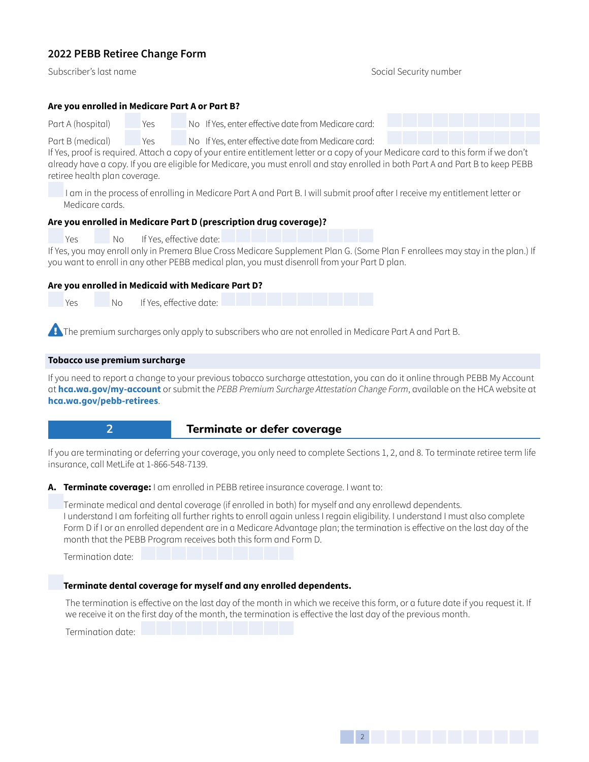## 2022 PEBB Retiree Change Form

Subscriber's last name Social Security number

**Are you enrolled in Medicare Part A or Part B?**

Part A (hospital) ☐ Yes ☐ No If Yes, enter effective date from Medicare card:

Part B (medical) ☐ Yes ☐ No If Yes, enter effective date from Medicare card:

If Yes, proof is required. Attach a copy of your entire entitlement letter or a copy of your Medicare card to this form if we don't already have a copy. If you are eligible for Medicare, you must enroll and stay enrolled in both Part A and Part B to keep PEBB retiree health plan coverage.

☐ I am in the process of enrolling in Medicare Part A and Part B. I will submit proof after I receive my entitlement letter or Medicare cards.

**Are you enrolled in Medicare Part D (prescription drug coverage)?**

☐ Yes ☐ No If Yes, effective date:

If Yes, you may enroll only in Premera Blue Cross Medicare Supplement Plan G. (Some Plan F enrollees may stay in the plan.) If you want to enroll in any other PEBB medical plan, you must disenroll from your Part D plan.

**Are you enrolled in Medicaid with Medicare Part D?**

☐ Yes ☐ No If Yes, effective date:

The premium surcharges only apply to subscribers who are not enrolled in Medicare Part A and Part B.

### Tobacco use premium surcharge

If you need to report a change to your previous tobacco surcharge attestation, you can do it online through PEBB My Account at **hca.wa.gov/my-account** or submit the *PEBB Premium Surcharge Attestation Change Form*, available on the HCA website at **hca.wa.gov/pebb-retirees**.

## 2 Terminate or defer coverage

If you are terminating or deferring your coverage, you only need to complete Sections 1, 2, and 8. To terminate retiree term life insurance, call MetLife at 1-866-548-7139.

**A. Terminate coverage:** I am enrolled in PEBB retiree insurance coverage. I want to:

☐ Terminate medical and dental coverage (if enrolled in both) for myself and any enrollewd dependents. I understand I am forfeiting all further rights to enroll again unless I regain eligibility. I understand I must also complete Form D if I or an enrolled dependent are in a Medicare Advantage plan; the termination is effective on the last day of the month that the PEBB Program receives both this form and Form D.

Termination date:

☐ **Terminate dental coverage for myself and any enrolled dependents.**

The termination is effective on the last day of the month in which we receive this form, or a future date if you request it. If we receive it on the first day of the month, the termination is effective the last day of the previous month.

Termination date: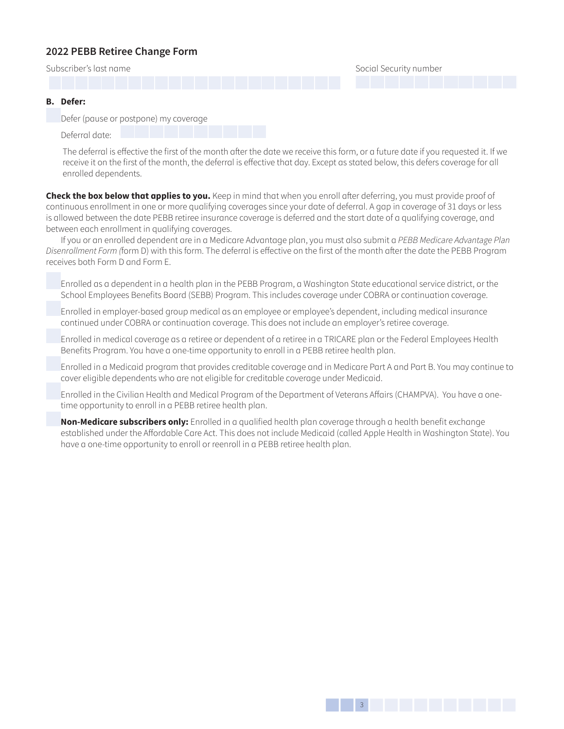## 2022 PEBB Retiree Change Form

Subscriber's last name

Social Security number

**B. Defer:**

- [ ] Defer (pause or postpone) my coverage

Deferral date:

The deferral is effective the first of the month after the date we receive this form, or a future date if you requested it. If we receive it on the first of the month, the deferral is effective that day. Except as stated below, this defers coverage for all enrolled dependents.

**Check the box below that applies to you.** Keep in mind that when you enroll after deferring, you must provide proof of continuous enrollment in one or more qualifying coverages since your date of deferral. A gap in coverage of 31 days or less is allowed between the date PEBB retiree insurance coverage is deferred and the start date of a qualifying coverage, and between each enrollment in qualifying coverages.

If you or an enrolled dependent are in a Medicare Advantage plan, you must also submit a *PEBB Medicare Advantage Plan Disenrollment Form (*form D) with this form. The deferral is effective on the first of the month after the date the PEBB Program receives both Form D and Form E.

- [ ] Enrolled as a dependent in a health plan in the PEBB Program, a Washington State educational service district, or the School Employees Benefits Board (SEBB) Program. This includes coverage under COBRA or continuation coverage.
- [ ] Enrolled in employer-based group medical as an employee or employee's dependent, including medical insurance continued under COBRA or continuation coverage. This does not include an employer's retiree coverage.
- [ ] Enrolled in medical coverage as a retiree or dependent of a retiree in a TRICARE plan or the Federal Employees Health Benefits Program. You have a one-time opportunity to enroll in a PEBB retiree health plan.
- [ ] Enrolled in a Medicaid program that provides creditable coverage and in Medicare Part A and Part B. You may continue to cover eligible dependents who are not eligible for creditable coverage under Medicaid.
- [ ] Enrolled in the Civilian Health and Medical Program of the Department of Veterans Affairs (CHAMPVA). You have a one-time opportunity to enroll in a PEBB retiree health plan.
- [ ] **Non-Medicare subscribers only:** Enrolled in a qualified health plan coverage through a health benefit exchange established under the Affordable Care Act. This does not include Medicaid (called Apple Health in Washington State). You have a one-time opportunity to enroll or reenroll in a PEBB retiree health plan.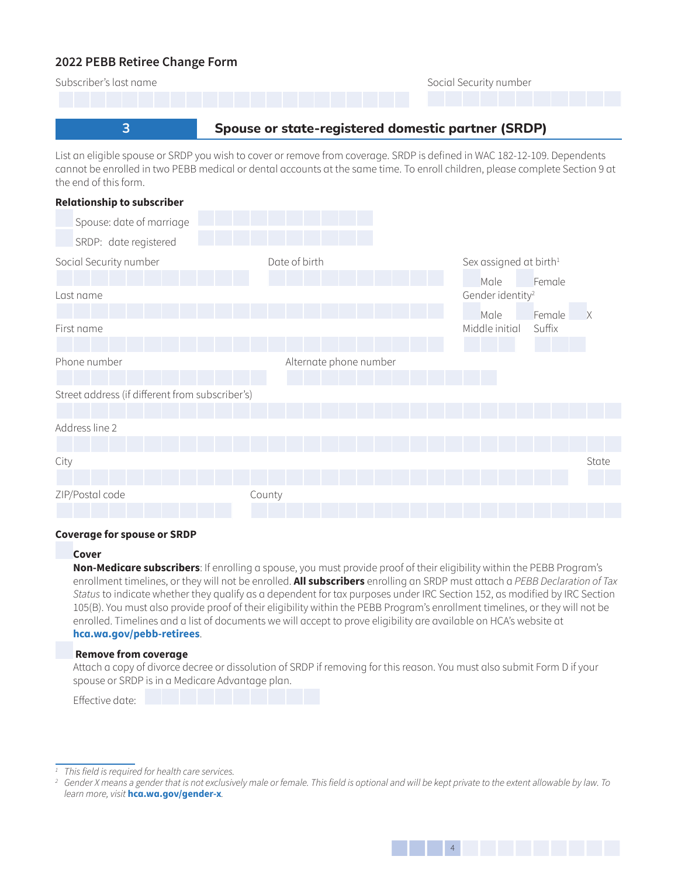## 2022 PEBB Retiree Change Form

Subscriber's last name

Social Security number

## 3 Spouse or state-registered domestic partner (SRDP)

List an eligible spouse or SRDP you wish to cover or remove from coverage. SRDP is defined in WAC 182-12-109. Dependents cannot be enrolled in two PEBB medical or dental accounts at the same time. To enroll children, please complete Section 9 at the end of this form.

**Relationship to subscriber**

- Spouse: date of marriage
- SRDP: date registered

Social Security number

Date of birth

Sex assigned at birth[1]

Male Female

Last name

Gender identity[2]

Male Female X

First name

Middle initial

Suffix

Phone number

Alternate phone number

Street address (if different from subscriber's)

Address line 2

City

State

ZIP/Postal code

County

**Coverage for spouse or SRDP**

**Cover**

**Non-Medicare subscribers**: If enrolling a spouse, you must provide proof of their eligibility within the PEBB Program's enrollment timelines, or they will not be enrolled. **All subscribers** enrolling an SRDP must attach a *PEBB Declaration of Tax Status* to indicate whether they qualify as a dependent for tax purposes under IRC Section 152, as modified by IRC Section 105(B). You must also provide proof of their eligibility within the PEBB Program's enrollment timelines, or they will not be enrolled. Timelines and a list of documents we will accept to prove eligibility are available on HCA's website at **hca.wa.gov/pebb-retirees**.

**Remove from coverage**

Attach a copy of divorce decree or dissolution of SRDP if removing for this reason. You must also submit Form D if your spouse or SRDP is in a Medicare Advantage plan.

Effective date:

---

[1] *This field is required for health care services.*

[2] *Gender X means a gender that is not exclusively male or female. This field is optional and will be kept private to the extent allowable by law. To learn more, visit* **hca.wa.gov/gender-x**.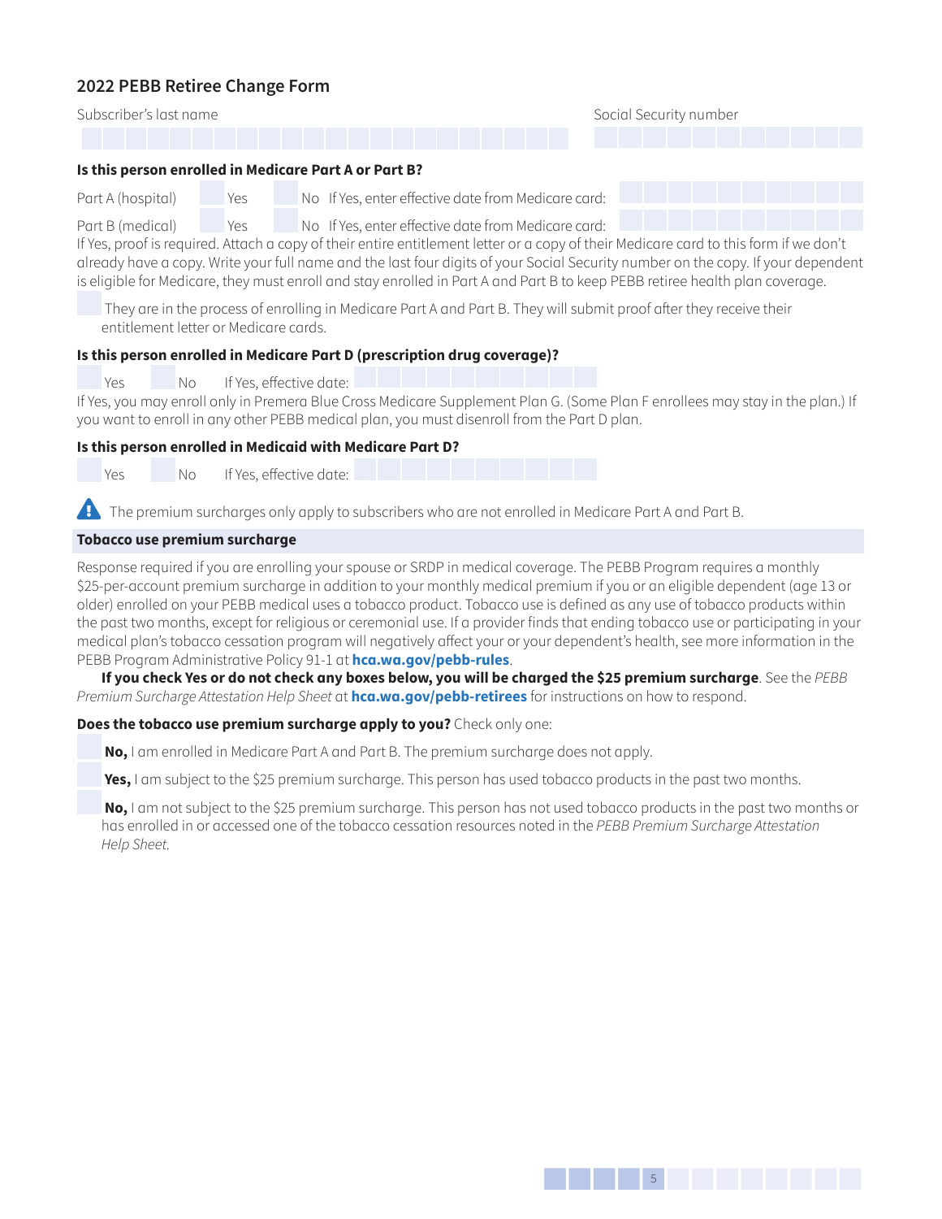## 2022 PEBB Retiree Change Form

Subscriber's last name | Social Security number

**Is this person enrolled in Medicare Part A or Part B?**

Part A (hospital) ☐ Yes ☐ No If Yes, enter effective date from Medicare card:

Part B (medical) ☐ Yes ☐ No If Yes, enter effective date from Medicare card:

If Yes, proof is required. Attach a copy of their entire entitlement letter or a copy of their Medicare card to this form if we don't already have a copy. Write your full name and the last four digits of your Social Security number on the copy. If your dependent is eligible for Medicare, they must enroll and stay enrolled in Part A and Part B to keep PEBB retiree health plan coverage.

☐ They are in the process of enrolling in Medicare Part A and Part B. They will submit proof after they receive their entitlement letter or Medicare cards.

**Is this person enrolled in Medicare Part D (prescription drug coverage)?**

☐ Yes ☐ No If Yes, effective date:

If Yes, you may enroll only in Premera Blue Cross Medicare Supplement Plan G. (Some Plan F enrollees may stay in the plan.) If you want to enroll in any other PEBB medical plan, you must disenroll from the Part D plan.

**Is this person enrolled in Medicaid with Medicare Part D?**

☐ Yes ☐ No If Yes, effective date:

The premium surcharges only apply to subscribers who are not enrolled in Medicare Part A and Part B.

### Tobacco use premium surcharge

Response required if you are enrolling your spouse or SRDP in medical coverage. The PEBB Program requires a monthly $25-per-account premium surcharge in addition to your monthly medical premium if you or an eligible dependent (age 13 or older) enrolled on your PEBB medical uses a tobacco product. Tobacco use is defined as any use of tobacco products within the past two months, except for religious or ceremonial use. If a provider finds that ending tobacco use or participating in your medical plan's tobacco cessation program will negatively affect your or your dependent's health, see more information in the PEBB Program Administrative Policy 91-1 at **hca.wa.gov/pebb-rules**.

**If you check Yes or do not check any boxes below, you will be charged the $25 premium surcharge**. See the *PEBB Premium Surcharge Attestation Help Sheet* at **hca.wa.gov/pebb-retirees** for instructions on how to respond.

**Does the tobacco use premium surcharge apply to you?** Check only one:

☐ **No,** I am enrolled in Medicare Part A and Part B. The premium surcharge does not apply.

☐ **Yes,** I am subject to the $25 premium surcharge. This person has used tobacco products in the past two months.

☐ **No,** I am not subject to the $25 premium surcharge. This person has not used tobacco products in the past two months or has enrolled in or accessed one of the tobacco cessation resources noted in the *PEBB Premium Surcharge Attestation Help Sheet.*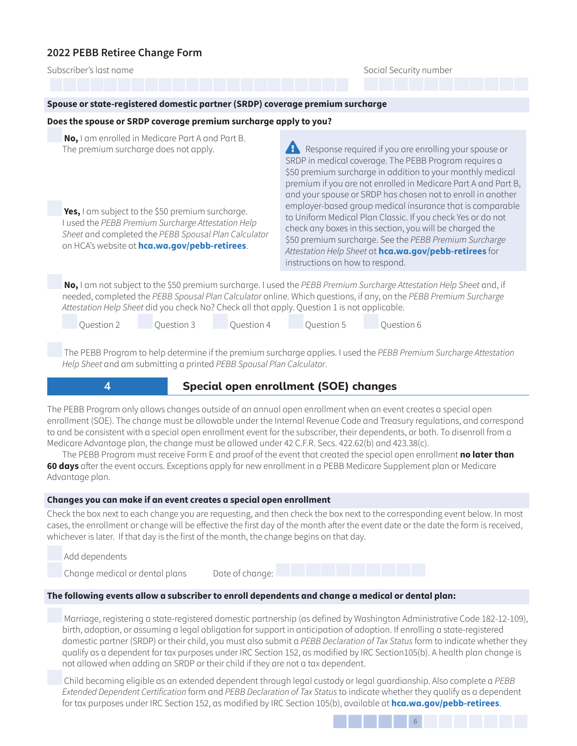## 2022 PEBB Retiree Change Form

Subscriber's last name

Social Security number

### Spouse or state-registered domestic partner (SRDP) coverage premium surcharge

**Does the spouse or SRDP coverage premium surcharge apply to you?**

☐ **No,** I am enrolled in Medicare Part A and Part B. The premium surcharge does not apply.

☐ **Yes,** I am subject to the $50 premium surcharge. I used the *PEBB Premium Surcharge Attestation Help Sheet* and completed the *PEBB Spousal Plan Calculator* on HCA's website at **hca.wa.gov/pebb-retirees**.

⚠ Response required if you are enrolling your spouse or SRDP in medical coverage. The PEBB Program requires a $50 premium surcharge in addition to your monthly medical premium if you are not enrolled in Medicare Part A and Part B, and your spouse or SRDP has chosen not to enroll in another employer-based group medical insurance that is comparable to Uniform Medical Plan Classic. If you check Yes or do not check any boxes in this section, you will be charged the $50 premium surcharge. See the *PEBB Premium Surcharge Attestation Help Sheet* at **hca.wa.gov/pebb-retirees** for instructions on how to respond.

☐ **No,** I am not subject to the $50 premium surcharge. I used the *PEBB Premium Surcharge Attestation Help Sheet* and, if needed, completed the *PEBB Spousal Plan Calculator* online. Which questions, if any, on the *PEBB Premium Surcharge Attestation Help Sheet* did you check No? Check all that apply. Question 1 is not applicable.

☐ Question 2 ☐ Question 3 ☐ Question 4 ☐ Question 5 ☐ Question 6

☐ The PEBB Program to help determine if the premium surcharge applies. I used the *PEBB Premium Surcharge Attestation Help Sheet* and am submitting a printed *PEBB Spousal Plan Calculator*.

## 4 Special open enrollment (SOE) changes

The PEBB Program only allows changes outside of an annual open enrollment when an event creates a special open enrollment (SOE). The change must be allowable under the Internal Revenue Code and Treasury regulations, and correspond to and be consistent with a special open enrollment event for the subscriber, their dependents, or both. To disenroll from a Medicare Advantage plan, the change must be allowed under 42 C.F.R. Secs. 422.62(b) and 423.38(c).

The PEBB Program must receive Form E and proof of the event that created the special open enrollment **no later than 60 days** after the event occurs. Exceptions apply for new enrollment in a PEBB Medicare Supplement plan or Medicare Advantage plan.

### Changes you can make if an event creates a special open enrollment

Check the box next to each change you are requesting, and then check the box next to the corresponding event below. In most cases, the enrollment or change will be effective the first day of the month after the event date or the date the form is received, whichever is later. If that day is the first of the month, the change begins on that day.

☐ Add dependents

☐ Change medical or dental plans Date of change:

### The following events allow a subscriber to enroll dependents and change a medical or dental plan:

☐ Marriage, registering a state-registered domestic partnership (as defined by Washington Administrative Code 182-12-109), birth, adoption, or assuming a legal obligation for support in anticipation of adoption. If enrolling a state-registered domestic partner (SRDP) or their child, you must also submit a *PEBB Declaration of Tax Status* form to indicate whether they qualify as a dependent for tax purposes under IRC Section 152, as modified by IRC Section105(b). A health plan change is not allowed when adding an SRDP or their child if they are not a tax dependent.

☐ Child becoming eligible as an extended dependent through legal custody or legal guardianship. Also complete a *PEBB Extended Dependent Certification* form and *PEBB Declaration of Tax Status* to indicate whether they qualify as a dependent for tax purposes under IRC Section 152, as modified by IRC Section 105(b), available at **hca.wa.gov/pebb-retirees**.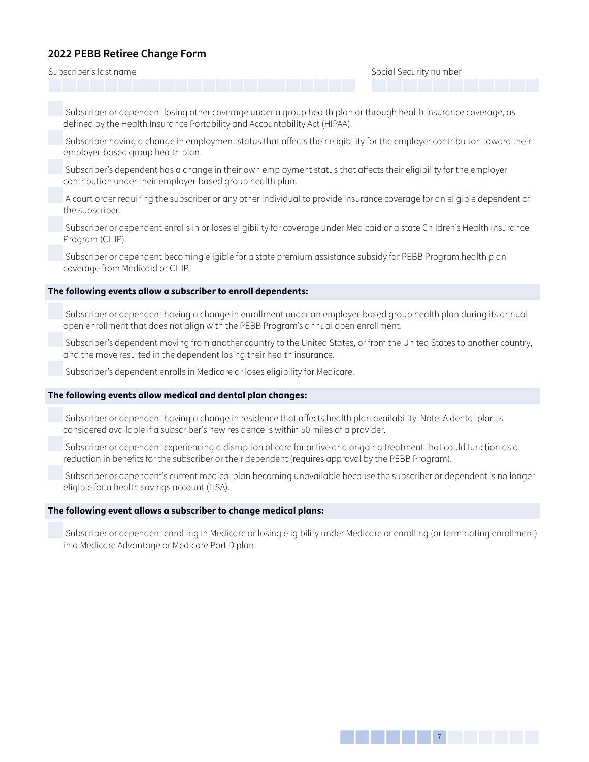## 2022 PEBB Retiree Change Form

Subscriber's last name

Social Security number

- ☐ Subscriber or dependent losing other coverage under a group health plan or through health insurance coverage, as defined by the Health Insurance Portability and Accountability Act (HIPAA).
- ☐ Subscriber having a change in employment status that affects their eligibility for the employer contribution toward their employer-based group health plan.
- ☐ Subscriber's dependent has a change in their own employment status that affects their eligibility for the employer contribution under their employer-based group health plan.
- ☐ A court order requiring the subscriber or any other individual to provide insurance coverage for an eligible dependent of the subscriber.
- ☐ Subscriber or dependent enrolls in or loses eligibility for coverage under Medicaid or a state Children's Health Insurance Program (CHIP).
- ☐ Subscriber or dependent becoming eligible for a state premium assistance subsidy for PEBB Program health plan coverage from Medicaid or CHIP.

**The following events allow a subscriber to enroll dependents:**

- ☐ Subscriber or dependent having a change in enrollment under an employer-based group health plan during its annual open enrollment that does not align with the PEBB Program's annual open enrollment.
- ☐ Subscriber's dependent moving from another country to the United States, or from the United States to another country, and the move resulted in the dependent losing their health insurance.
- ☐ Subscriber's dependent enrolls in Medicare or loses eligibility for Medicare.

**The following events allow medical and dental plan changes:**

- ☐ Subscriber or dependent having a change in residence that affects health plan availability. Note: A dental plan is considered available if a subscriber's new residence is within 50 miles of a provider.
- ☐ Subscriber or dependent experiencing a disruption of care for active and ongoing treatment that could function as a reduction in benefits for the subscriber or their dependent (requires approval by the PEBB Program).
- ☐ Subscriber or dependent's current medical plan becoming unavailable because the subscriber or dependent is no longer eligible for a health savings account (HSA).

**The following event allows a subscriber to change medical plans:**

- ☐ Subscriber or dependent enrolling in Medicare or losing eligibility under Medicare or enrolling (or terminating enrollment) in a Medicare Advantage or Medicare Part D plan.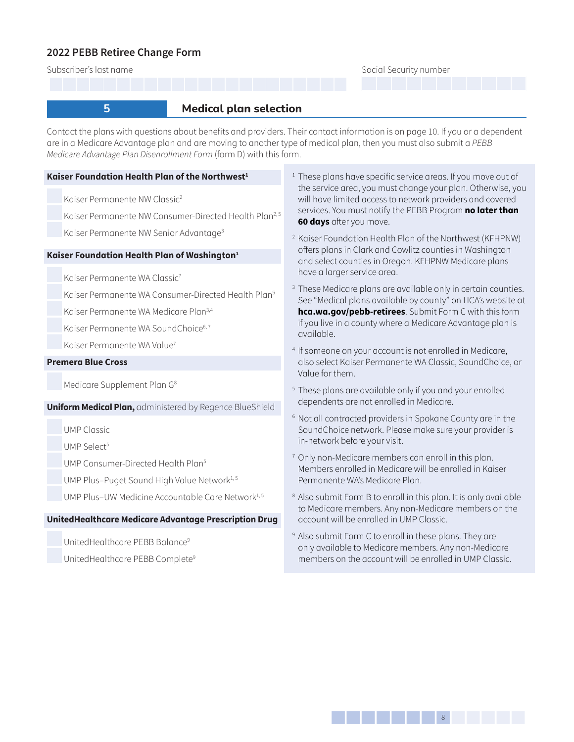## 2022 PEBB Retiree Change Form

Subscriber's last name

Social Security number

## 5 Medical plan selection

Contact the plans with questions about benefits and providers. Their contact information is on page 10. If you or a dependent are in a Medicare Advantage plan and are moving to another type of medical plan, then you must also submit a *PEBB Medicare Advantage Plan Disenrollment Form* (form D) with this form.

**Kaiser Foundation Health Plan of the Northwest**[1]

- Kaiser Permanente NW Classic[2]
- Kaiser Permanente NW Consumer-Directed Health Plan[2,5]
- Kaiser Permanente NW Senior Advantage[3]

**Kaiser Foundation Health Plan of Washington**[1]

- Kaiser Permanente WA Classic[7]
- Kaiser Permanente WA Consumer-Directed Health Plan[5]
- Kaiser Permanente WA Medicare Plan[3,4]
- Kaiser Permanente WA SoundChoice[6,7]
- Kaiser Permanente WA Value[7]

**Premera Blue Cross**

- Medicare Supplement Plan G[8]

**Uniform Medical Plan,** administered by Regence BlueShield

- UMP Classic
- UMP Select[5]
- UMP Consumer-Directed Health Plan[5]
- UMP Plus–Puget Sound High Value Network[1,5]
- UMP Plus–UW Medicine Accountable Care Network[1,5]

**UnitedHealthcare Medicare Advantage Prescription Drug**

- UnitedHealthcare PEBB Balance[9]
- UnitedHealthcare PEBB Complete[9]

[1] These plans have specific service areas. If you move out of the service area, you must change your plan. Otherwise, you will have limited access to network providers and covered services. You must notify the PEBB Program **no later than 60 days** after you move.

[2] Kaiser Foundation Health Plan of the Northwest (KFHPNW) offers plans in Clark and Cowlitz counties in Washington and select counties in Oregon. KFHPNW Medicare plans have a larger service area.

[3] These Medicare plans are available only in certain counties. See "Medical plans available by county" on HCA's website at **hca.wa.gov/pebb-retirees**. Submit Form C with this form if you live in a county where a Medicare Advantage plan is available.

[4] If someone on your account is not enrolled in Medicare, also select Kaiser Permanente WA Classic, SoundChoice, or Value for them.

[5] These plans are available only if you and your enrolled dependents are not enrolled in Medicare.

[6] Not all contracted providers in Spokane County are in the SoundChoice network. Please make sure your provider is in-network before your visit.

[7] Only non-Medicare members can enroll in this plan. Members enrolled in Medicare will be enrolled in Kaiser Permanente WA's Medicare Plan.

[8] Also submit Form B to enroll in this plan. It is only available to Medicare members. Any non-Medicare members on the account will be enrolled in UMP Classic.

[9] Also submit Form C to enroll in these plans. They are only available to Medicare members. Any non-Medicare members on the account will be enrolled in UMP Classic.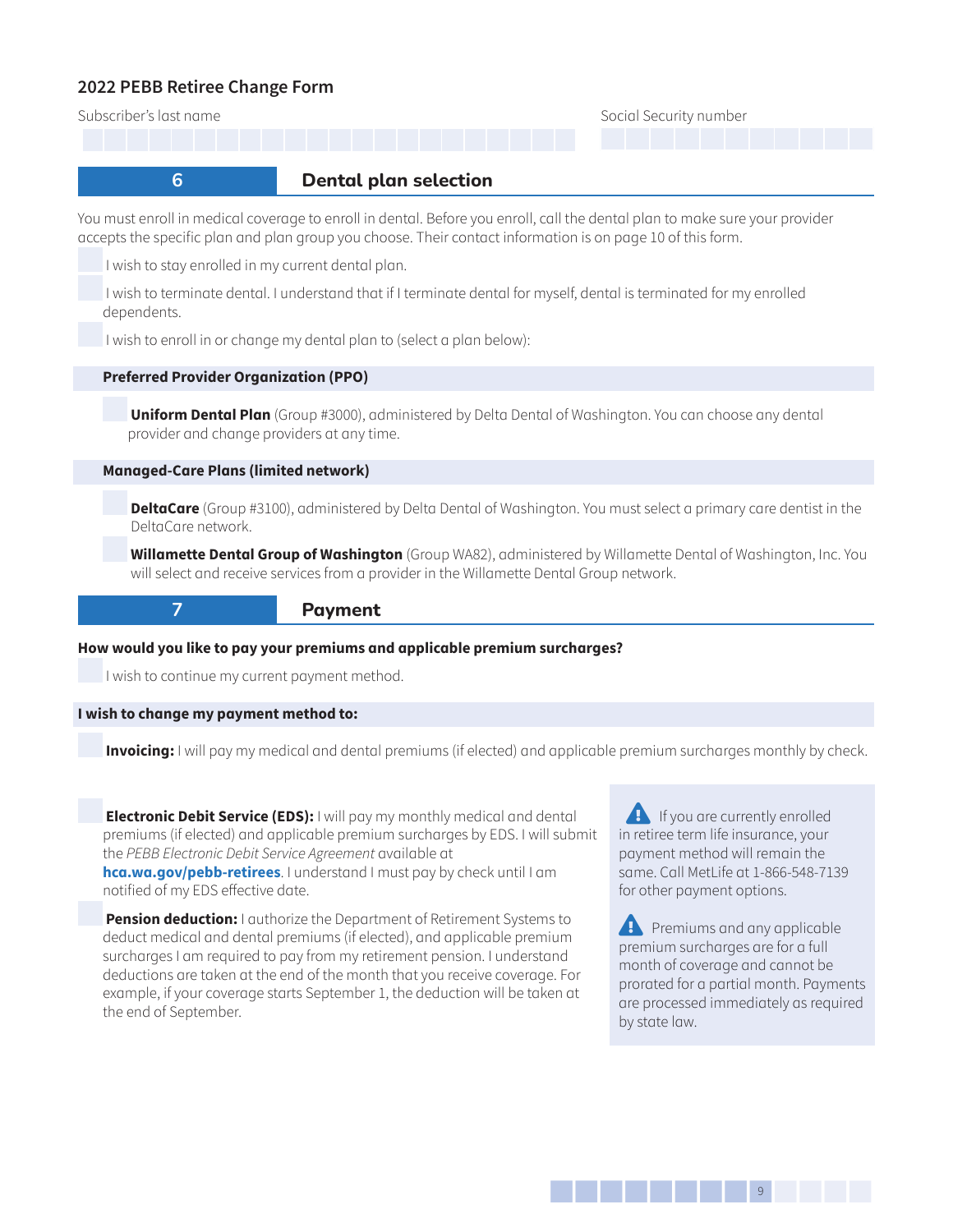## 2022 PEBB Retiree Change Form

Subscriber's last name

Social Security number

## 6 Dental plan selection

You must enroll in medical coverage to enroll in dental. Before you enroll, call the dental plan to make sure your provider accepts the specific plan and plan group you choose. Their contact information is on page 10 of this form.

- ☐ I wish to stay enrolled in my current dental plan.
- ☐ I wish to terminate dental. I understand that if I terminate dental for myself, dental is terminated for my enrolled dependents.
- ☐ I wish to enroll in or change my dental plan to (select a plan below):

**Preferred Provider Organization (PPO)**

- ☐ **Uniform Dental Plan** (Group #3000), administered by Delta Dental of Washington. You can choose any dental provider and change providers at any time.

**Managed-Care Plans (limited network)**

- ☐ **DeltaCare** (Group #3100), administered by Delta Dental of Washington. You must select a primary care dentist in the DeltaCare network.
- ☐ **Willamette Dental Group of Washington** (Group WA82), administered by Willamette Dental of Washington, Inc. You will select and receive services from a provider in the Willamette Dental Group network.

## 7 Payment

**How would you like to pay your premiums and applicable premium surcharges?**

- ☐ I wish to continue my current payment method.

**I wish to change my payment method to:**

- ☐ **Invoicing:** I will pay my medical and dental premiums (if elected) and applicable premium surcharges monthly by check.
- ☐ **Electronic Debit Service (EDS):** I will pay my monthly medical and dental premiums (if elected) and applicable premium surcharges by EDS. I will submit the *PEBB Electronic Debit Service Agreement* available at **hca.wa.gov/pebb-retirees**. I understand I must pay by check until I am notified of my EDS effective date.
- ☐ **Pension deduction:** I authorize the Department of Retirement Systems to deduct medical and dental premiums (if elected), and applicable premium surcharges I am required to pay from my retirement pension. I understand deductions are taken at the end of the month that you receive coverage. For example, if your coverage starts September 1, the deduction will be taken at the end of September.

⚠ If you are currently enrolled in retiree term life insurance, your payment method will remain the same. Call MetLife at 1-866-548-7139 for other payment options.

⚠ Premiums and any applicable premium surcharges are for a full month of coverage and cannot be prorated for a partial month. Payments are processed immediately as required by state law.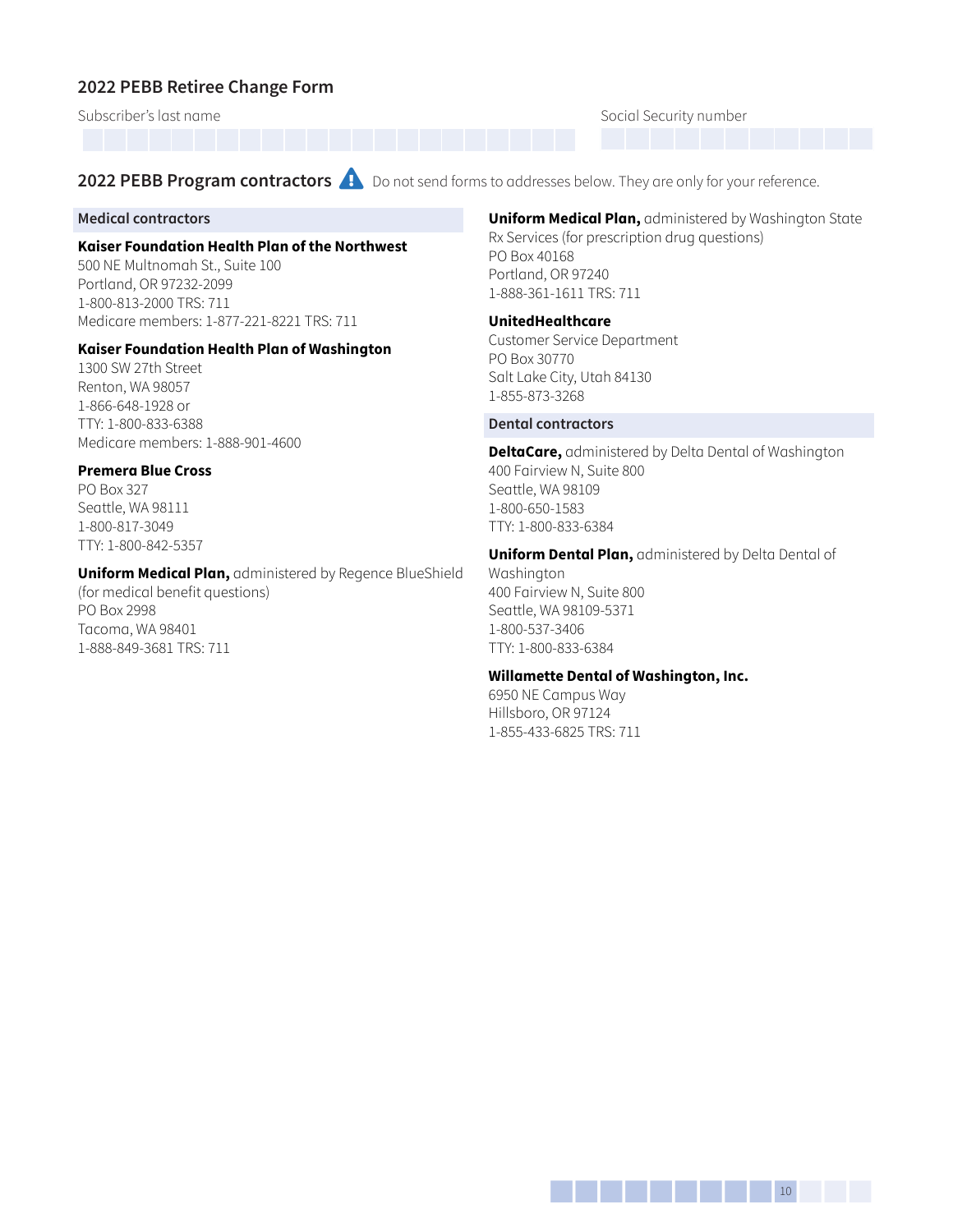## 2022 PEBB Retiree Change Form

Subscriber's last name

Social Security number

## 2022 PEBB Program contractors

Do not send forms to addresses below. They are only for your reference.

### Medical contractors

**Kaiser Foundation Health Plan of the Northwest**
500 NE Multnomah St., Suite 100
Portland, OR 97232-2099
1-800-813-2000 TRS: 711
Medicare members: 1-877-221-8221 TRS: 711

**Kaiser Foundation Health Plan of Washington**
1300 SW 27th Street
Renton, WA 98057
1-866-648-1928 or
TTY: 1-800-833-6388
Medicare members: 1-888-901-4600

**Premera Blue Cross**
PO Box 327
Seattle, WA 98111
1-800-817-3049
TTY: 1-800-842-5357

**Uniform Medical Plan,** administered by Regence BlueShield (for medical benefit questions)
PO Box 2998
Tacoma, WA 98401
1-888-849-3681 TRS: 711

**Uniform Medical Plan,** administered by Washington State Rx Services (for prescription drug questions)
PO Box 40168
Portland, OR 97240
1-888-361-1611 TRS: 711

**UnitedHealthcare**
Customer Service Department
PO Box 30770
Salt Lake City, Utah 84130
1-855-873-3268

### Dental contractors

**DeltaCare,** administered by Delta Dental of Washington
400 Fairview N, Suite 800
Seattle, WA 98109
1-800-650-1583
TTY: 1-800-833-6384

**Uniform Dental Plan,** administered by Delta Dental of Washington
400 Fairview N, Suite 800
Seattle, WA 98109-5371
1-800-537-3406
TTY: 1-800-833-6384

**Willamette Dental of Washington, Inc.**
6950 NE Campus Way
Hillsboro, OR 97124
1-855-433-6825 TRS: 711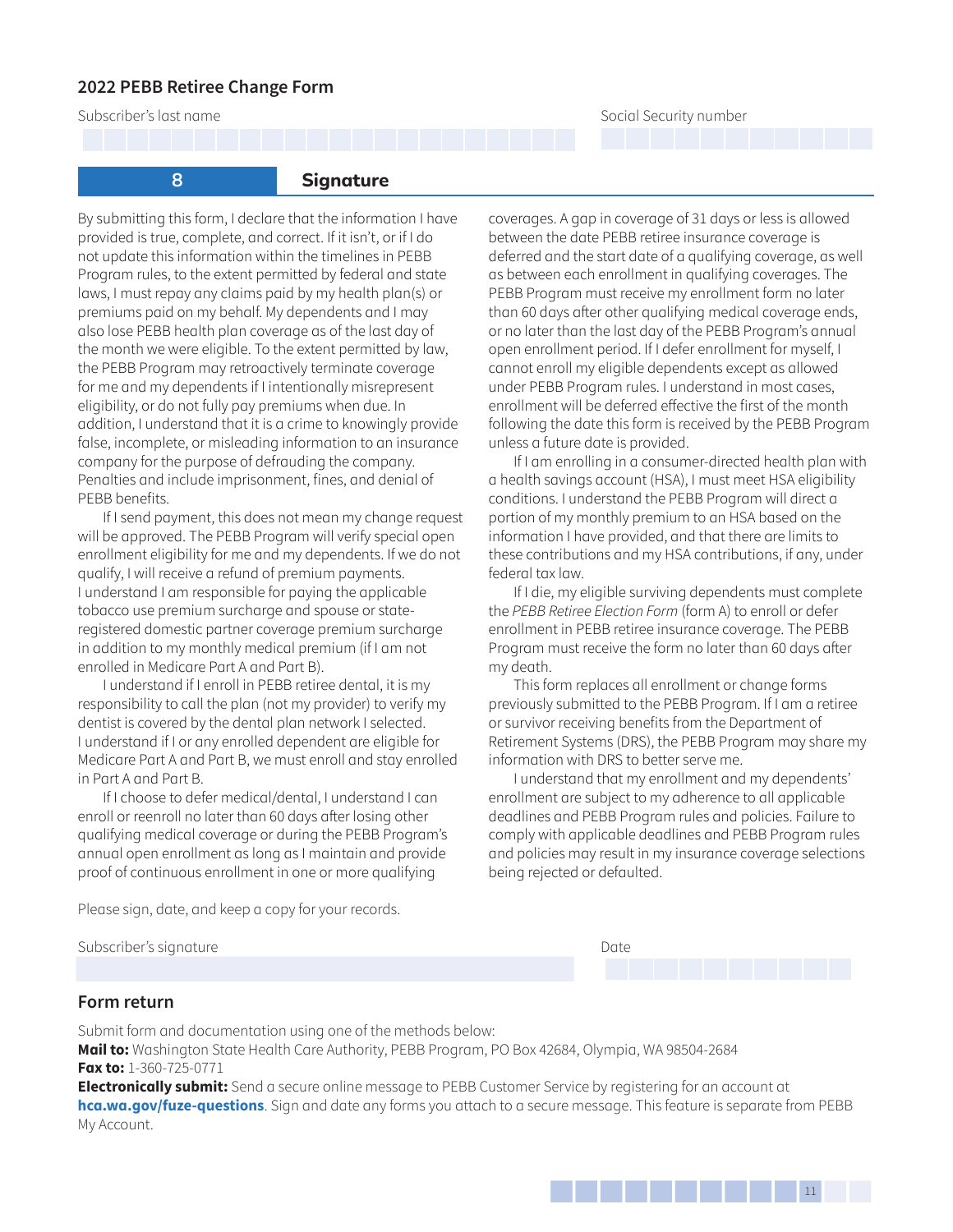## 2022 PEBB Retiree Change Form

Subscriber's last name

Social Security number

## 8 Signature

By submitting this form, I declare that the information I have provided is true, complete, and correct. If it isn't, or if I do not update this information within the timelines in PEBB Program rules, to the extent permitted by federal and state laws, I must repay any claims paid by my health plan(s) or premiums paid on my behalf. My dependents and I may also lose PEBB health plan coverage as of the last day of the month we were eligible. To the extent permitted by law, the PEBB Program may retroactively terminate coverage for me and my dependents if I intentionally misrepresent eligibility, or do not fully pay premiums when due. In addition, I understand that it is a crime to knowingly provide false, incomplete, or misleading information to an insurance company for the purpose of defrauding the company. Penalties and include imprisonment, fines, and denial of PEBB benefits.

If I send payment, this does not mean my change request will be approved. The PEBB Program will verify special open enrollment eligibility for me and my dependents. If we do not qualify, I will receive a refund of premium payments. I understand I am responsible for paying the applicable tobacco use premium surcharge and spouse or state-registered domestic partner coverage premium surcharge in addition to my monthly medical premium (if I am not enrolled in Medicare Part A and Part B).

I understand if I enroll in PEBB retiree dental, it is my responsibility to call the plan (not my provider) to verify my dentist is covered by the dental plan network I selected. I understand if I or any enrolled dependent are eligible for Medicare Part A and Part B, we must enroll and stay enrolled in Part A and Part B.

If I choose to defer medical/dental, I understand I can enroll or reenroll no later than 60 days after losing other qualifying medical coverage or during the PEBB Program's annual open enrollment as long as I maintain and provide proof of continuous enrollment in one or more qualifying coverages. A gap in coverage of 31 days or less is allowed between the date PEBB retiree insurance coverage is deferred and the start date of a qualifying coverage, as well as between each enrollment in qualifying coverages. The PEBB Program must receive my enrollment form no later than 60 days after other qualifying medical coverage ends, or no later than the last day of the PEBB Program's annual open enrollment period. If I defer enrollment for myself, I cannot enroll my eligible dependents except as allowed under PEBB Program rules. I understand in most cases, enrollment will be deferred effective the first of the month following the date this form is received by the PEBB Program unless a future date is provided.

If I am enrolling in a consumer-directed health plan with a health savings account (HSA), I must meet HSA eligibility conditions. I understand the PEBB Program will direct a portion of my monthly premium to an HSA based on the information I have provided, and that there are limits to these contributions and my HSA contributions, if any, under federal tax law.

If I die, my eligible surviving dependents must complete the *PEBB Retiree Election Form* (form A) to enroll or defer enrollment in PEBB retiree insurance coverage. The PEBB Program must receive the form no later than 60 days after my death.

This form replaces all enrollment or change forms previously submitted to the PEBB Program. If I am a retiree or survivor receiving benefits from the Department of Retirement Systems (DRS), the PEBB Program may share my information with DRS to better serve me.

I understand that my enrollment and my dependents' enrollment are subject to my adherence to all applicable deadlines and PEBB Program rules and policies. Failure to comply with applicable deadlines and PEBB Program rules and policies may result in my insurance coverage selections being rejected or defaulted.

Please sign, date, and keep a copy for your records.

Subscriber's signature

Date

### Form return

Submit form and documentation using one of the methods below:

**Mail to:** Washington State Health Care Authority, PEBB Program, PO Box 42684, Olympia, WA 98504-2684

**Fax to:** 1-360-725-0771

**Electronically submit:** Send a secure online message to PEBB Customer Service by registering for an account at **hca.wa.gov/fuze-questions**. Sign and date any forms you attach to a secure message. This feature is separate from PEBB My Account.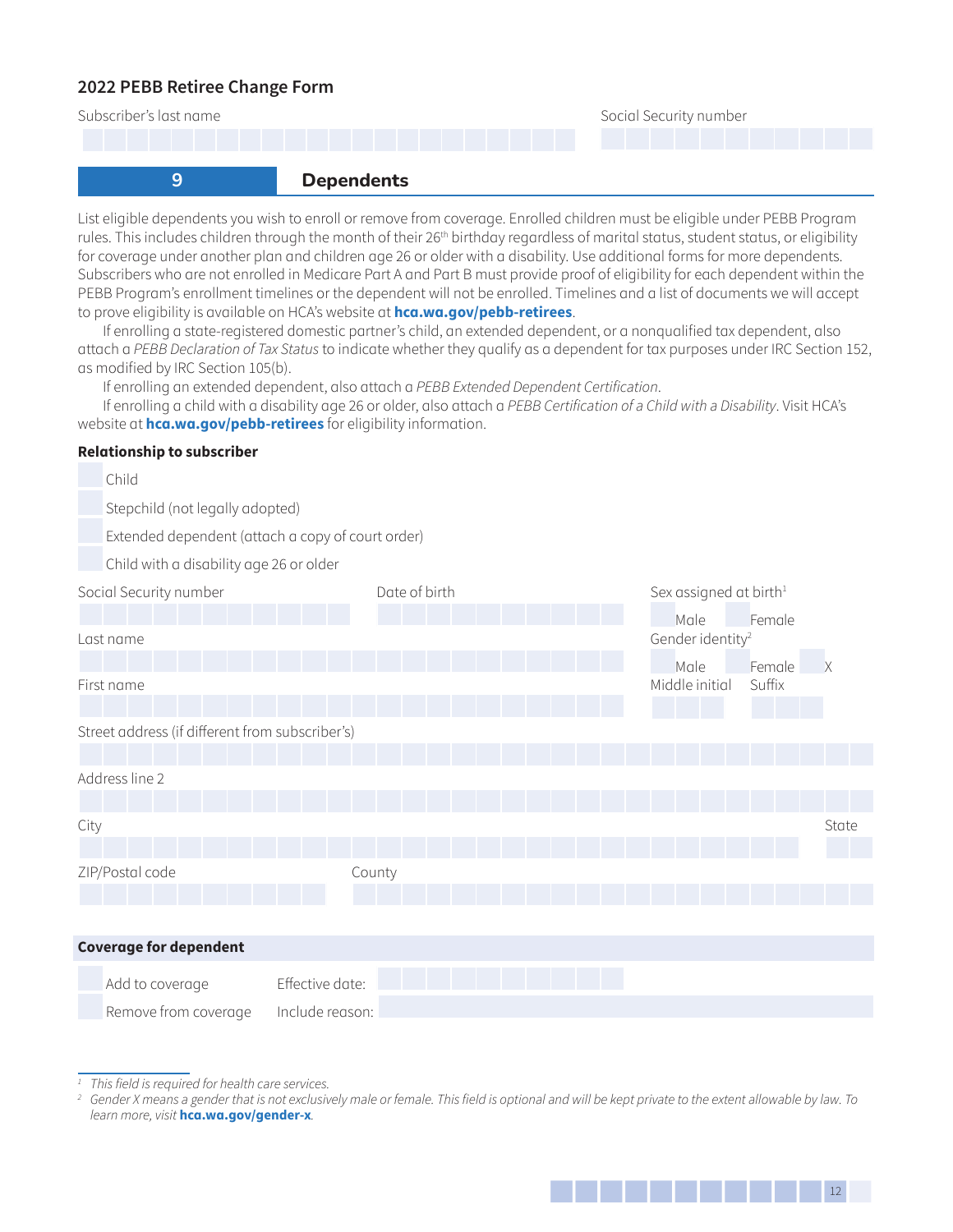## 2022 PEBB Retiree Change Form

Subscriber's last name

Social Security number

## 9 Dependents

List eligible dependents you wish to enroll or remove from coverage. Enrolled children must be eligible under PEBB Program rules. This includes children through the month of their 26th birthday regardless of marital status, student status, or eligibility for coverage under another plan and children age 26 or older with a disability. Use additional forms for more dependents. Subscribers who are not enrolled in Medicare Part A and Part B must provide proof of eligibility for each dependent within the PEBB Program's enrollment timelines or the dependent will not be enrolled. Timelines and a list of documents we will accept to prove eligibility is available on HCA's website at **hca.wa.gov/pebb-retirees**.

If enrolling a state-registered domestic partner's child, an extended dependent, or a nonqualified tax dependent, also attach a *PEBB Declaration of Tax Status* to indicate whether they qualify as a dependent for tax purposes under IRC Section 152, as modified by IRC Section 105(b).

If enrolling an extended dependent, also attach a *PEBB Extended Dependent Certification*.

If enrolling a child with a disability age 26 or older, also attach a *PEBB Certification of a Child with a Disability*. Visit HCA's website at **hca.wa.gov/pebb-retirees** for eligibility information.

**Relationship to subscriber**

- ☐ Child
- ☐ Stepchild (not legally adopted)
- ☐ Extended dependent (attach a copy of court order)
- ☐ Child with a disability age 26 or older

Social Security number

Date of birth

Sex assigned at birth[1]
☐ Male ☐ Female

Last name

Gender identity[2]
☐ Male ☐ Female ☐ X

First name

Middle initial

Suffix

Street address (if different from subscriber's)

Address line 2

City

State

ZIP/Postal code

County

**Coverage for dependent**

- ☐ Add to coverage — Effective date:
- ☐ Remove from coverage — Include reason:

---

[1] *This field is required for health care services.*

[2] *Gender X means a gender that is not exclusively male or female. This field is optional and will be kept private to the extent allowable by law. To learn more, visit* ***hca.wa.gov/gender-x****.*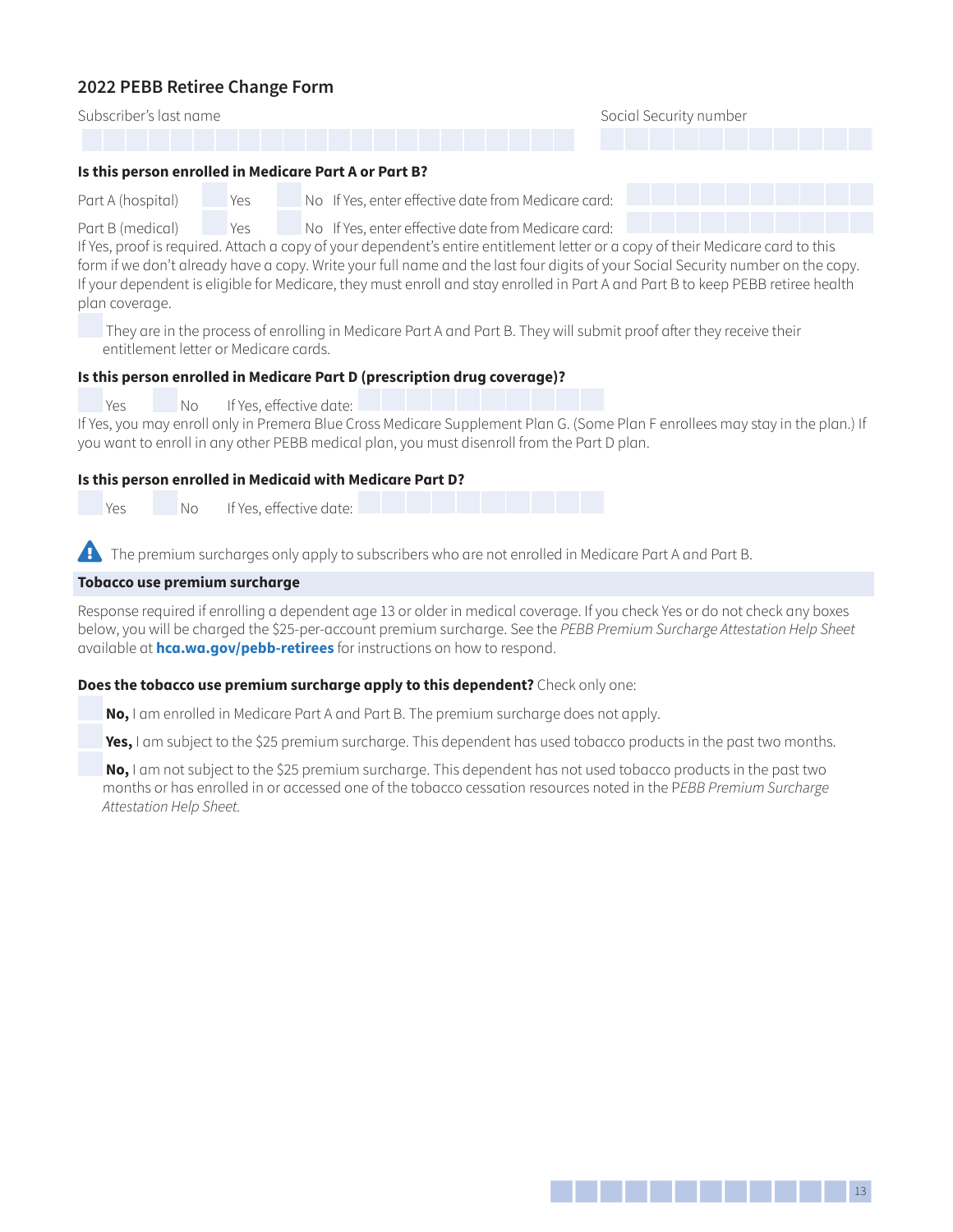## 2022 PEBB Retiree Change Form

Subscriber's last name

Social Security number

**Is this person enrolled in Medicare Part A or Part B?**

Part A (hospital) ☐ Yes ☐ No If Yes, enter effective date from Medicare card:

Part B (medical) ☐ Yes ☐ No If Yes, enter effective date from Medicare card:

If Yes, proof is required. Attach a copy of your dependent's entire entitlement letter or a copy of their Medicare card to this form if we don't already have a copy. Write your full name and the last four digits of your Social Security number on the copy. If your dependent is eligible for Medicare, they must enroll and stay enrolled in Part A and Part B to keep PEBB retiree health plan coverage.

☐ They are in the process of enrolling in Medicare Part A and Part B. They will submit proof after they receive their entitlement letter or Medicare cards.

**Is this person enrolled in Medicare Part D (prescription drug coverage)?**

☐ Yes ☐ No If Yes, effective date:

If Yes, you may enroll only in Premera Blue Cross Medicare Supplement Plan G. (Some Plan F enrollees may stay in the plan.) If you want to enroll in any other PEBB medical plan, you must disenroll from the Part D plan.

**Is this person enrolled in Medicaid with Medicare Part D?**

☐ Yes ☐ No If Yes, effective date:

The premium surcharges only apply to subscribers who are not enrolled in Medicare Part A and Part B.

### Tobacco use premium surcharge

Response required if enrolling a dependent age 13 or older in medical coverage. If you check Yes or do not check any boxes below, you will be charged the $25-per-account premium surcharge. See the *PEBB Premium Surcharge Attestation Help Sheet* available at **hca.wa.gov/pebb-retirees** for instructions on how to respond.

**Does the tobacco use premium surcharge apply to this dependent?** Check only one:

☐ **No,** I am enrolled in Medicare Part A and Part B. The premium surcharge does not apply.

☐ **Yes,** I am subject to the $25 premium surcharge. This dependent has used tobacco products in the past two months.

☐ **No,** I am not subject to the $25 premium surcharge. This dependent has not used tobacco products in the past two months or has enrolled in or accessed one of the tobacco cessation resources noted in the P*EBB Premium Surcharge Attestation Help Sheet.*